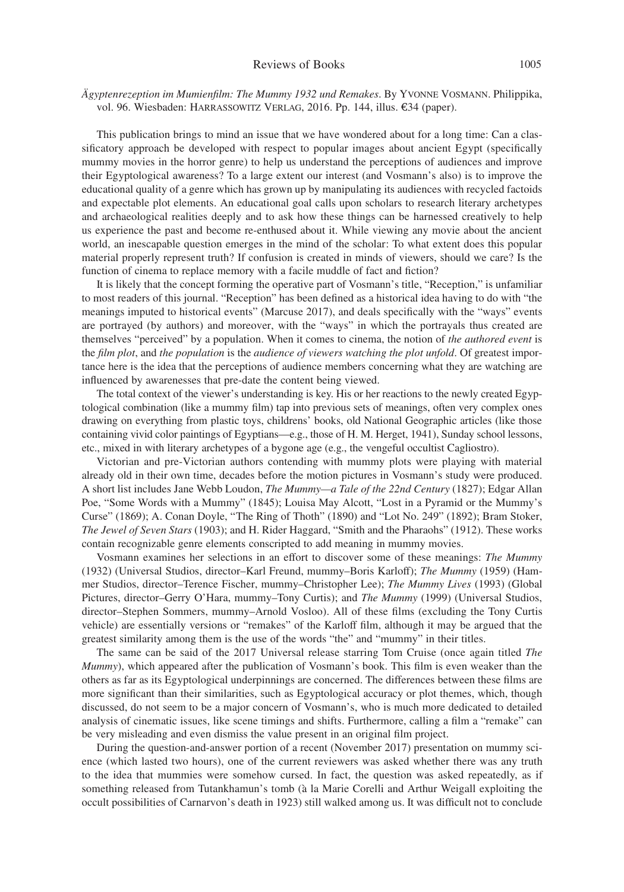*Ägyptenrezeption im Mumienfilm: The Mummy 1932 und Remakes*. By YVONNE VOSMANN. Philippika, vol. 96. Wiesbaden: HARRASSOWITZ VERLAG, 2016. Pp. 144, illus. €34 (paper).

This publication brings to mind an issue that we have wondered about for a long time: Can a classificatory approach be developed with respect to popular images about ancient Egypt (specifically mummy movies in the horror genre) to help us understand the perceptions of audiences and improve their Egyptological awareness? To a large extent our interest (and Vosmann's also) is to improve the educational quality of a genre which has grown up by manipulating its audiences with recycled factoids and expectable plot elements. An educational goal calls upon scholars to research literary archetypes and archaeological realities deeply and to ask how these things can be harnessed creatively to help us experience the past and become re-enthused about it. While viewing any movie about the ancient world, an inescapable question emerges in the mind of the scholar: To what extent does this popular material properly represent truth? If confusion is created in minds of viewers, should we care? Is the function of cinema to replace memory with a facile muddle of fact and fiction?

It is likely that the concept forming the operative part of Vosmann's title, "Reception," is unfamiliar to most readers of this journal. "Reception" has been defined as a historical idea having to do with "the meanings imputed to historical events" (Marcuse 2017), and deals specifically with the "ways" events are portrayed (by authors) and moreover, with the "ways" in which the portrayals thus created are themselves "perceived" by a population. When it comes to cinema, the notion of *the authored event* is the *film plot*, and *the population* is the *audience of viewers watching the plot unfold*. Of greatest importance here is the idea that the perceptions of audience members concerning what they are watching are influenced by awarenesses that pre-date the content being viewed.

The total context of the viewer's understanding is key. His or her reactions to the newly created Egyptological combination (like a mummy film) tap into previous sets of meanings, often very complex ones drawing on everything from plastic toys, childrens' books, old National Geographic articles (like those containing vivid color paintings of Egyptians—e.g., those of H. M. Herget, 1941), Sunday school lessons, etc., mixed in with literary archetypes of a bygone age (e.g., the vengeful occultist Cagliostro).

Victorian and pre-Victorian authors contending with mummy plots were playing with material already old in their own time, decades before the motion pictures in Vosmann's study were produced. A short list includes Jane Webb Loudon, *The Mummy—a Tale of the 22nd Century* (1827); Edgar Allan Poe, "Some Words with a Mummy" (1845); Louisa May Alcott, "Lost in a Pyramid or the Mummy's Curse" (1869); A. Conan Doyle, "The Ring of Thoth" (1890) and "Lot No. 249" (1892); Bram Stoker, *The Jewel of Seven Stars* (1903); and H. Rider Haggard, "Smith and the Pharaohs" (1912). These works contain recognizable genre elements conscripted to add meaning in mummy movies.

Vosmann examines her selections in an effort to discover some of these meanings: *The Mummy* (1932) (Universal Studios, director–Karl Freund, mummy–Boris Karloff); *The Mummy* (1959) (Hammer Studios, director–Terence Fischer, mummy–Christopher Lee); *The Mummy Lives* (1993) (Global Pictures, director–Gerry O'Hara, mummy–Tony Curtis); and *The Mummy* (1999) (Universal Studios, director–Stephen Sommers, mummy–Arnold Vosloo). All of these films (excluding the Tony Curtis vehicle) are essentially versions or "remakes" of the Karloff film, although it may be argued that the greatest similarity among them is the use of the words "the" and "mummy" in their titles.

The same can be said of the 2017 Universal release starring Tom Cruise (once again titled *The Mummy*), which appeared after the publication of Vosmann's book. This film is even weaker than the others as far as its Egyptological underpinnings are concerned. The differences between these films are more significant than their similarities, such as Egyptological accuracy or plot themes, which, though discussed, do not seem to be a major concern of Vosmann's, who is much more dedicated to detailed analysis of cinematic issues, like scene timings and shifts. Furthermore, calling a film a "remake" can be very misleading and even dismiss the value present in an original film project.

During the question-and-answer portion of a recent (November 2017) presentation on mummy science (which lasted two hours), one of the current reviewers was asked whether there was any truth to the idea that mummies were somehow cursed. In fact, the question was asked repeatedly, as if something released from Tutankhamun's tomb (à la Marie Corelli and Arthur Weigall exploiting the occult possibilities of Carnarvon's death in 1923) still walked among us. It was difficult not to conclude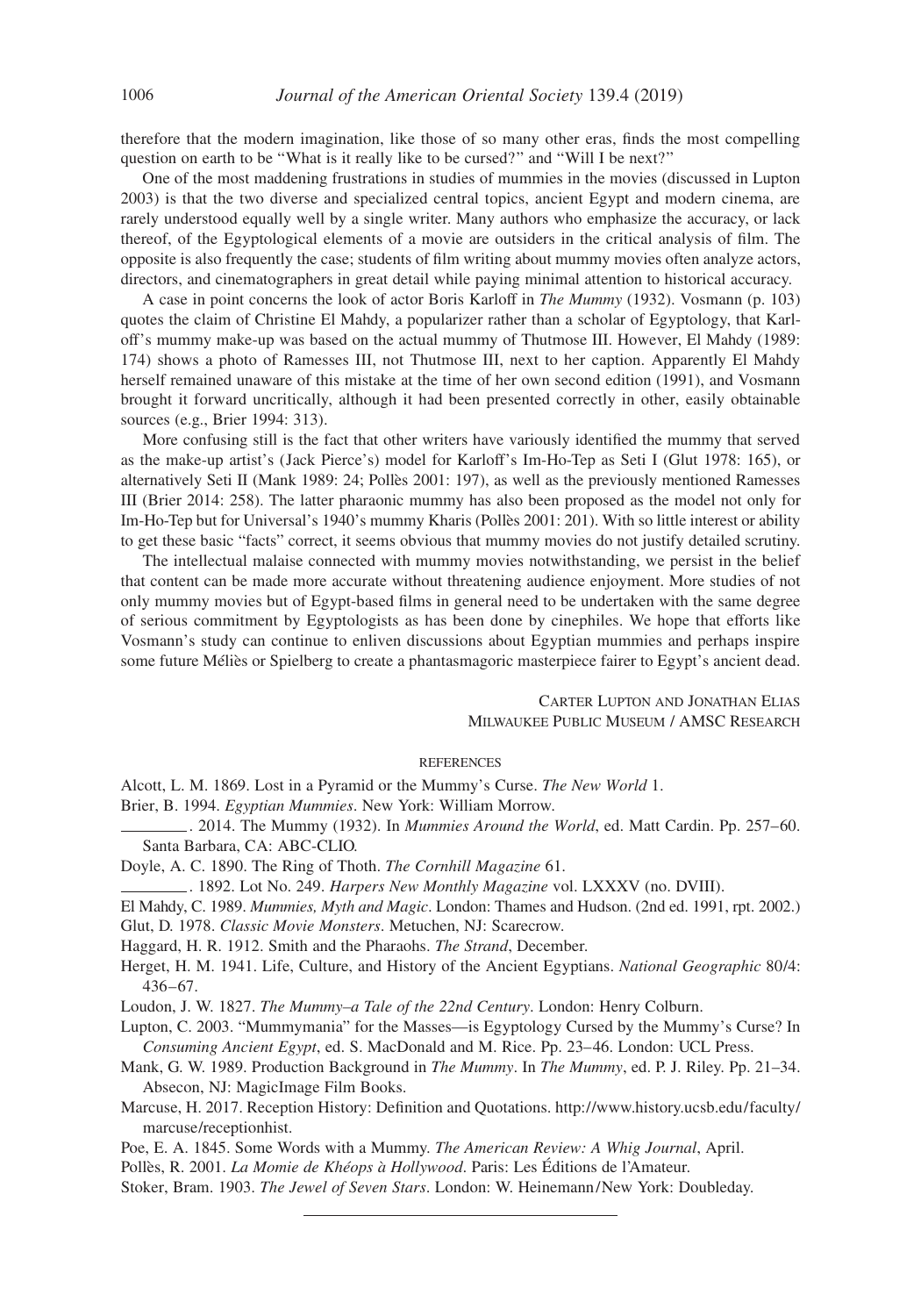therefore that the modern imagination, like those of so many other eras, finds the most compelling question on earth to be "What is it really like to be cursed?" and "Will I be next?"

One of the most maddening frustrations in studies of mummies in the movies (discussed in Lupton 2003) is that the two diverse and specialized central topics, ancient Egypt and modern cinema, are rarely understood equally well by a single writer. Many authors who emphasize the accuracy, or lack thereof, of the Egyptological elements of a movie are outsiders in the critical analysis of film. The opposite is also frequently the case; students of film writing about mummy movies often analyze actors, directors, and cinematographers in great detail while paying minimal attention to historical accuracy.

A case in point concerns the look of actor Boris Karloff in *The Mummy* (1932). Vosmann (p. 103) quotes the claim of Christine El Mahdy, a popularizer rather than a scholar of Egyptology, that Karloff's mummy make-up was based on the actual mummy of Thutmose III. However, El Mahdy (1989: 174) shows a photo of Ramesses III, not Thutmose III, next to her caption. Apparently El Mahdy herself remained unaware of this mistake at the time of her own second edition (1991), and Vosmann brought it forward uncritically, although it had been presented correctly in other, easily obtainable sources (e.g., Brier 1994: 313).

More confusing still is the fact that other writers have variously identified the mummy that served as the make-up artist's (Jack Pierce's) model for Karloff's Im-Ho-Tep as Seti I (Glut 1978: 165), or alternatively Seti II (Mank 1989: 24; Pollès 2001: 197), as well as the previously mentioned Ramesses III (Brier 2014: 258). The latter pharaonic mummy has also been proposed as the model not only for Im-Ho-Tep but for Universal's 1940's mummy Kharis (Pollès 2001: 201). With so little interest or ability to get these basic "facts" correct, it seems obvious that mummy movies do not justify detailed scrutiny.

The intellectual malaise connected with mummy movies notwithstanding, we persist in the belief that content can be made more accurate without threatening audience enjoyment. More studies of not only mummy movies but of Egypt-based films in general need to be undertaken with the same degree of serious commitment by Egyptologists as has been done by cinephiles. We hope that efforts like Vosmann's study can continue to enliven discussions about Egyptian mummies and perhaps inspire some future Méliès or Spielberg to create a phantasmagoric masterpiece fairer to Egypt's ancient dead.

Carter Lupton and Jonathan Elias
Milwaukee Public Museum / AMSC Research

## References

Alcott, L. M. 1869. Lost in a Pyramid or the Mummy's Curse. *The New World* 1.

Brier, B. 1994. *Egyptian Mummies*. New York: William Morrow.

________. 2014. The Mummy (1932). In *Mummies Around the World*, ed. Matt Cardin. Pp. 257–60. Santa Barbara, CA: ABC-CLIO.

Doyle, A. C. 1890. The Ring of Thoth. *The Cornhill Magazine* 61.

________. 1892. Lot No. 249. *Harpers New Monthly Magazine* vol. LXXXV (no. DVIII).

El Mahdy, C. 1989. *Mummies, Myth and Magic*. London: Thames and Hudson. (2nd ed. 1991, rpt. 2002.)

Glut, D. 1978. *Classic Movie Monsters*. Metuchen, NJ: Scarecrow.

Haggard, H. R. 1912. Smith and the Pharaohs. *The Strand*, December.

Herget, H. M. 1941. Life, Culture, and History of the Ancient Egyptians. *National Geographic* 80/4: 436–67.

Loudon, J. W. 1827. *The Mummy–a Tale of the 22nd Century*. London: Henry Colburn.

Lupton, C. 2003. "Mummymania" for the Masses—is Egyptology Cursed by the Mummy's Curse? In *Consuming Ancient Egypt*, ed. S. MacDonald and M. Rice. Pp. 23–46. London: UCL Press.

Mank, G. W. 1989. Production Background in *The Mummy*. In *The Mummy*, ed. P. J. Riley. Pp. 21–34. Absecon, NJ: MagicImage Film Books.

Marcuse, H. 2017. Reception History: Definition and Quotations. http://www.history.ucsb.edu/faculty/marcuse/receptionhist.

Poe, E. A. 1845. Some Words with a Mummy. *The American Review: A Whig Journal*, April.

Pollès, R. 2001. *La Momie de Khéops à Hollywood*. Paris: Les Éditions de l'Amateur.

Stoker, Bram. 1903. *The Jewel of Seven Stars*. London: W. Heinemann/New York: Doubleday.